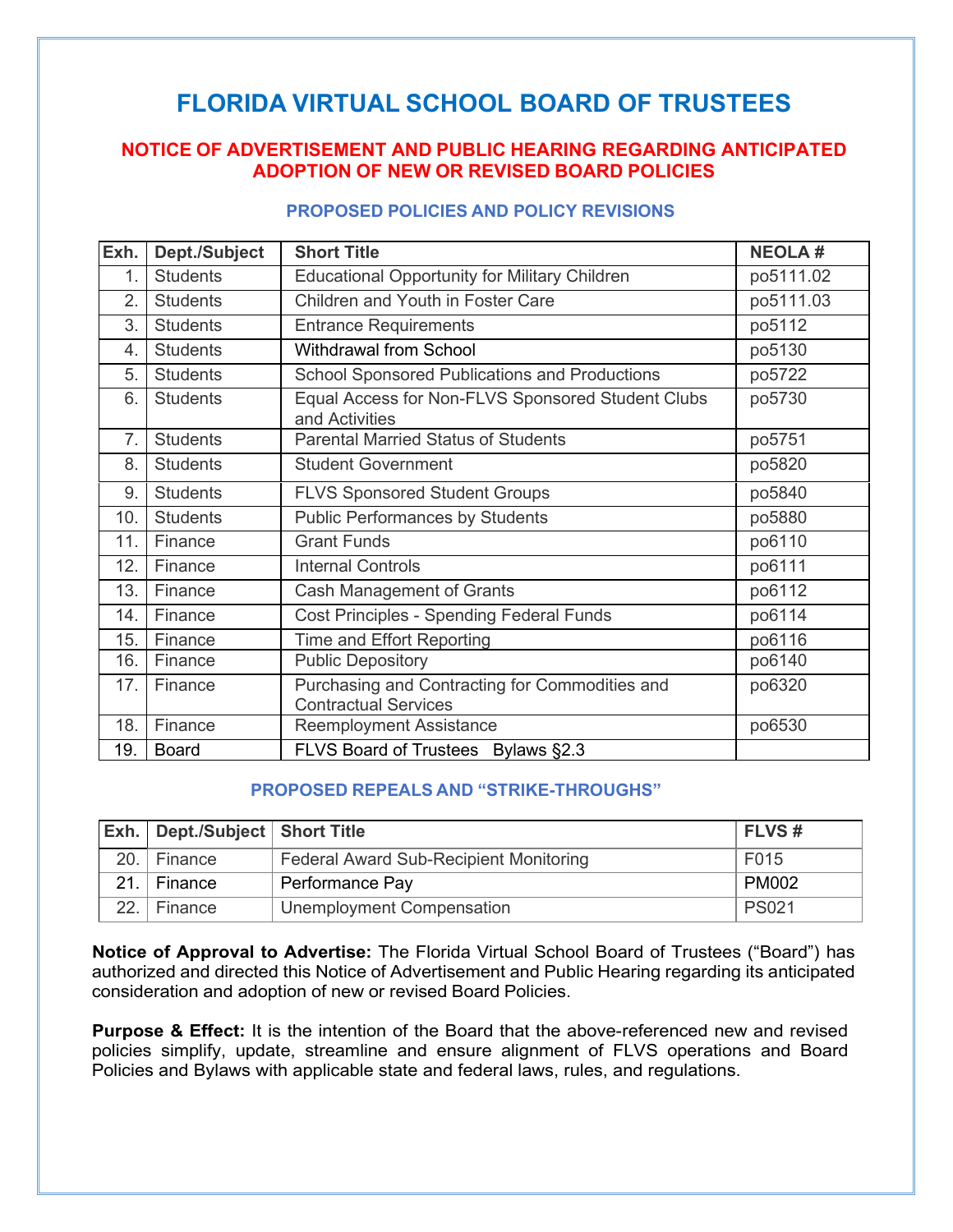# FLORIDA VIRTUAL SCHOOL BOARD OF TRUSTEES

## NOTICE OF ADVERTISEMENT AND PUBLIC HEARING REGARDING ANTICIPATED ADOPTION OF NEW OR REVISED BOARD POLICIES

### PROPOSED POLICIES AND POLICY REVISIONS

| Exh. | Dept./Subject | Short Title | NEOLA # |
|---|---|---|---|
| 1. | Students | Educational Opportunity for Military Children | po5111.02 |
| 2. | Students | Children and Youth in Foster Care | po5111.03 |
| 3. | Students | Entrance Requirements | po5112 |
| 4. | Students | Withdrawal from School | po5130 |
| 5. | Students | School Sponsored Publications and Productions | po5722 |
| 6. | Students | Equal Access for Non-FLVS Sponsored Student Clubs and Activities | po5730 |
| 7. | Students | Parental Married Status of Students | po5751 |
| 8. | Students | Student Government | po5820 |
| 9. | Students | FLVS Sponsored Student Groups | po5840 |
| 10. | Students | Public Performances by Students | po5880 |
| 11. | Finance | Grant Funds | po6110 |
| 12. | Finance | Internal Controls | po6111 |
| 13. | Finance | Cash Management of Grants | po6112 |
| 14. | Finance | Cost Principles - Spending Federal Funds | po6114 |
| 15. | Finance | Time and Effort Reporting | po6116 |
| 16. | Finance | Public Depository | po6140 |
| 17. | Finance | Purchasing and Contracting for Commodities and Contractual Services | po6320 |
| 18. | Finance | Reemployment Assistance | po6530 |
| 19. | Board | FLVS Board of Trustees Bylaws §2.3 | |

### PROPOSED REPEALS AND "STRIKE-THROUGHS"

| Exh. | Dept./Subject | Short Title | FLVS # |
|---|---|---|---|
| 20. | Finance | Federal Award Sub-Recipient Monitoring | F015 |
| 21. | Finance | Performance Pay | PM002 |
| 22. | Finance | Unemployment Compensation | PS021 |

**Notice of Approval to Advertise:** The Florida Virtual School Board of Trustees ("Board") has authorized and directed this Notice of Advertisement and Public Hearing regarding its anticipated consideration and adoption of new or revised Board Policies.

**Purpose & Effect:** It is the intention of the Board that the above-referenced new and revised policies simplify, update, streamline and ensure alignment of FLVS operations and Board Policies and Bylaws with applicable state and federal laws, rules, and regulations.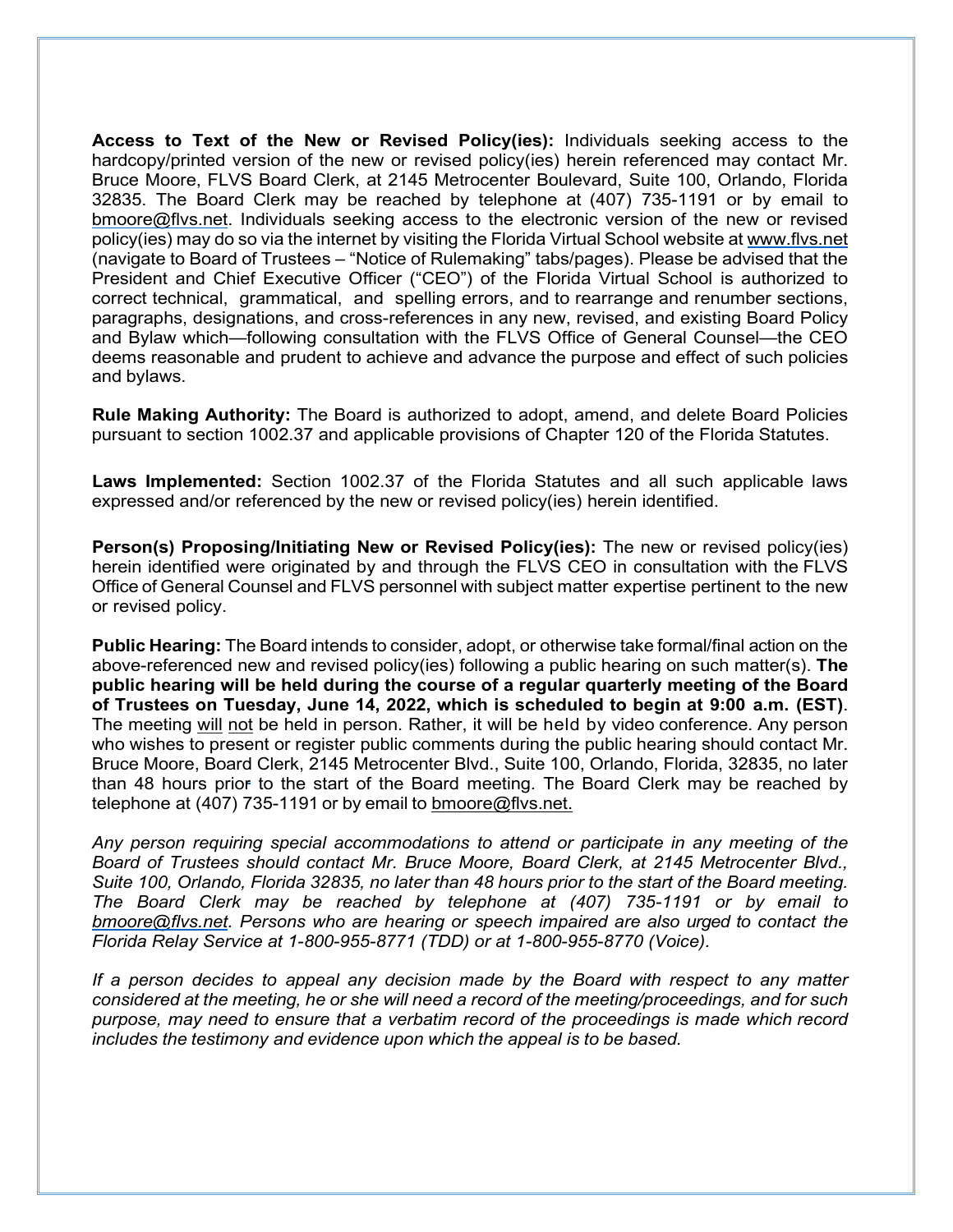**Access to Text of the New or Revised Policy(ies):** Individuals seeking access to the hardcopy/printed version of the new or revised policy(ies) herein referenced may contact Mr. Bruce Moore, FLVS Board Clerk, at 2145 Metrocenter Boulevard, Suite 100, Orlando, Florida 32835. The Board Clerk may be reached by telephone at (407) 735-1191 or by email to bmoore@flvs.net. Individuals seeking access to the electronic version of the new or revised policy(ies) may do so via the internet by visiting the Florida Virtual School website at www.flvs.net (navigate to Board of Trustees – "Notice of Rulemaking" tabs/pages). Please be advised that the President and Chief Executive Officer ("CEO") of the Florida Virtual School is authorized to correct technical, grammatical, and spelling errors, and to rearrange and renumber sections, paragraphs, designations, and cross-references in any new, revised, and existing Board Policy and Bylaw which—following consultation with the FLVS Office of General Counsel—the CEO deems reasonable and prudent to achieve and advance the purpose and effect of such policies and bylaws.

**Rule Making Authority:** The Board is authorized to adopt, amend, and delete Board Policies pursuant to section 1002.37 and applicable provisions of Chapter 120 of the Florida Statutes.

**Laws Implemented:** Section 1002.37 of the Florida Statutes and all such applicable laws expressed and/or referenced by the new or revised policy(ies) herein identified.

**Person(s) Proposing/Initiating New or Revised Policy(ies):** The new or revised policy(ies) herein identified were originated by and through the FLVS CEO in consultation with the FLVS Office of General Counsel and FLVS personnel with subject matter expertise pertinent to the new or revised policy.

**Public Hearing:** The Board intends to consider, adopt, or otherwise take formal/final action on the above-referenced new and revised policy(ies) following a public hearing on such matter(s). **The public hearing will be held during the course of a regular quarterly meeting of the Board of Trustees on Tuesday, June 14, 2022, which is scheduled to begin at 9:00 a.m. (EST)**. The meeting will not be held in person. Rather, it will be held by video conference. Any person who wishes to present or register public comments during the public hearing should contact Mr. Bruce Moore, Board Clerk, 2145 Metrocenter Blvd., Suite 100, Orlando, Florida, 32835, no later than 48 hours prior to the start of the Board meeting. The Board Clerk may be reached by telephone at (407) 735-1191 or by email to bmoore@flvs.net.

*Any person requiring special accommodations to attend or participate in any meeting of the Board of Trustees should contact Mr. Bruce Moore, Board Clerk, at 2145 Metrocenter Blvd., Suite 100, Orlando, Florida 32835, no later than 48 hours prior to the start of the Board meeting. The Board Clerk may be reached by telephone at (407) 735-1191 or by email to bmoore@flvs.net. Persons who are hearing or speech impaired are also urged to contact the Florida Relay Service at 1-800-955-8771 (TDD) or at 1-800-955-8770 (Voice).*

*If a person decides to appeal any decision made by the Board with respect to any matter considered at the meeting, he or she will need a record of the meeting/proceedings, and for such purpose, may need to ensure that a verbatim record of the proceedings is made which record includes the testimony and evidence upon which the appeal is to be based.*